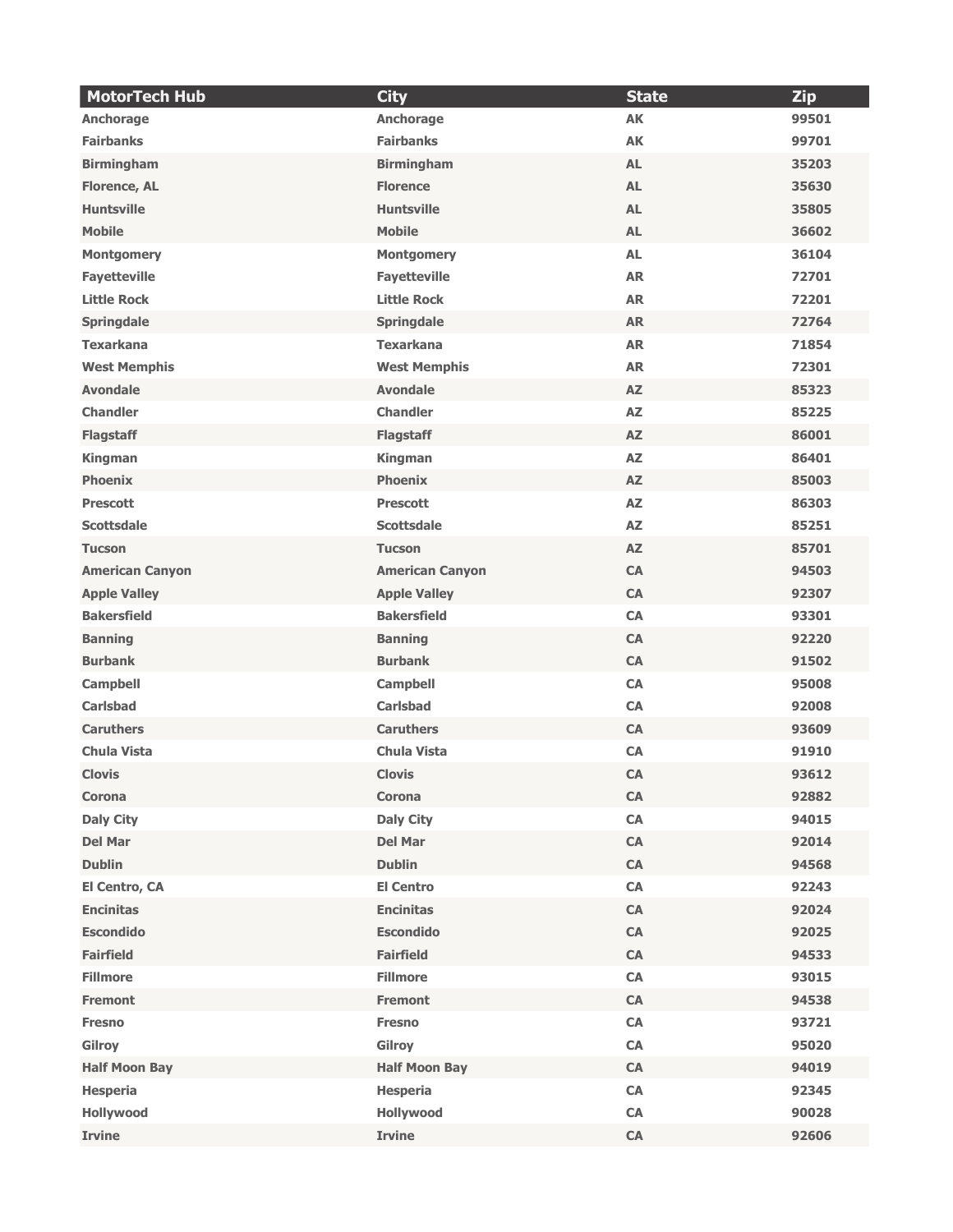| MotorTech Hub | City | State | Zip |
| --- | --- | --- | --- |
| Anchorage | Anchorage | AK | 99501 |
| Fairbanks | Fairbanks | AK | 99701 |
| Birmingham | Birmingham | AL | 35203 |
| Florence, AL | Florence | AL | 35630 |
| Huntsville | Huntsville | AL | 35805 |
| Mobile | Mobile | AL | 36602 |
| Montgomery | Montgomery | AL | 36104 |
| Fayetteville | Fayetteville | AR | 72701 |
| Little Rock | Little Rock | AR | 72201 |
| Springdale | Springdale | AR | 72764 |
| Texarkana | Texarkana | AR | 71854 |
| West Memphis | West Memphis | AR | 72301 |
| Avondale | Avondale | AZ | 85323 |
| Chandler | Chandler | AZ | 85225 |
| Flagstaff | Flagstaff | AZ | 86001 |
| Kingman | Kingman | AZ | 86401 |
| Phoenix | Phoenix | AZ | 85003 |
| Prescott | Prescott | AZ | 86303 |
| Scottsdale | Scottsdale | AZ | 85251 |
| Tucson | Tucson | AZ | 85701 |
| American Canyon | American Canyon | CA | 94503 |
| Apple Valley | Apple Valley | CA | 92307 |
| Bakersfield | Bakersfield | CA | 93301 |
| Banning | Banning | CA | 92220 |
| Burbank | Burbank | CA | 91502 |
| Campbell | Campbell | CA | 95008 |
| Carlsbad | Carlsbad | CA | 92008 |
| Caruthers | Caruthers | CA | 93609 |
| Chula Vista | Chula Vista | CA | 91910 |
| Clovis | Clovis | CA | 93612 |
| Corona | Corona | CA | 92882 |
| Daly City | Daly City | CA | 94015 |
| Del Mar | Del Mar | CA | 92014 |
| Dublin | Dublin | CA | 94568 |
| El Centro, CA | El Centro | CA | 92243 |
| Encinitas | Encinitas | CA | 92024 |
| Escondido | Escondido | CA | 92025 |
| Fairfield | Fairfield | CA | 94533 |
| Fillmore | Fillmore | CA | 93015 |
| Fremont | Fremont | CA | 94538 |
| Fresno | Fresno | CA | 93721 |
| Gilroy | Gilroy | CA | 95020 |
| Half Moon Bay | Half Moon Bay | CA | 94019 |
| Hesperia | Hesperia | CA | 92345 |
| Hollywood | Hollywood | CA | 90028 |
| Irvine | Irvine | CA | 92606 |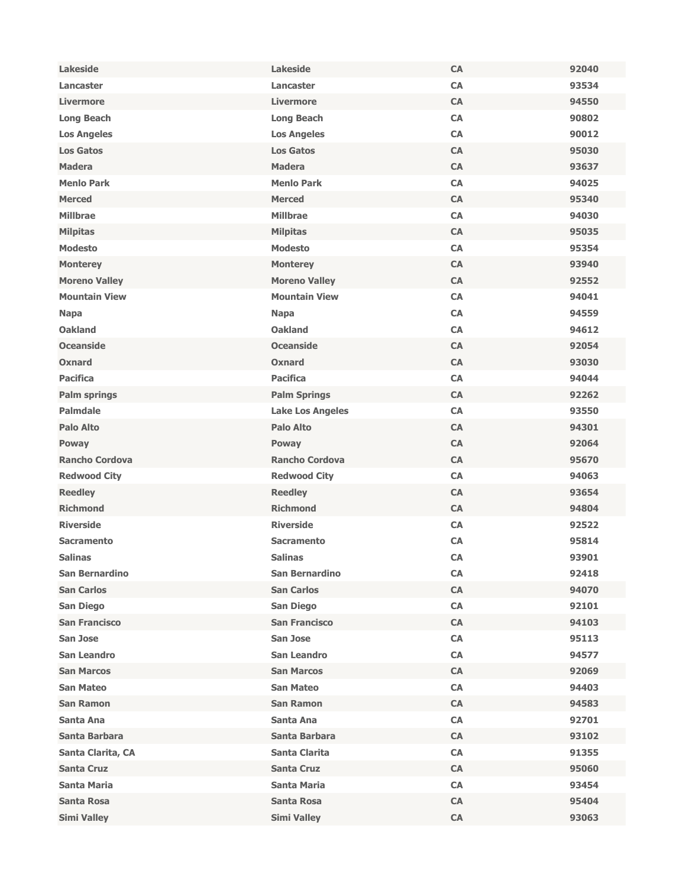| Lakeside | Lakeside | CA | 92040 |
|---|---|---|---|
| Lancaster | Lancaster | CA | 93534 |
| Livermore | Livermore | CA | 94550 |
| Long Beach | Long Beach | CA | 90802 |
| Los Angeles | Los Angeles | CA | 90012 |
| Los Gatos | Los Gatos | CA | 95030 |
| Madera | Madera | CA | 93637 |
| Menlo Park | Menlo Park | CA | 94025 |
| Merced | Merced | CA | 95340 |
| Millbrae | Millbrae | CA | 94030 |
| Milpitas | Milpitas | CA | 95035 |
| Modesto | Modesto | CA | 95354 |
| Monterey | Monterey | CA | 93940 |
| Moreno Valley | Moreno Valley | CA | 92552 |
| Mountain View | Mountain View | CA | 94041 |
| Napa | Napa | CA | 94559 |
| Oakland | Oakland | CA | 94612 |
| Oceanside | Oceanside | CA | 92054 |
| Oxnard | Oxnard | CA | 93030 |
| Pacifica | Pacifica | CA | 94044 |
| Palm springs | Palm Springs | CA | 92262 |
| Palmdale | Lake Los Angeles | CA | 93550 |
| Palo Alto | Palo Alto | CA | 94301 |
| Poway | Poway | CA | 92064 |
| Rancho Cordova | Rancho Cordova | CA | 95670 |
| Redwood City | Redwood City | CA | 94063 |
| Reedley | Reedley | CA | 93654 |
| Richmond | Richmond | CA | 94804 |
| Riverside | Riverside | CA | 92522 |
| Sacramento | Sacramento | CA | 95814 |
| Salinas | Salinas | CA | 93901 |
| San Bernardino | San Bernardino | CA | 92418 |
| San Carlos | San Carlos | CA | 94070 |
| San Diego | San Diego | CA | 92101 |
| San Francisco | San Francisco | CA | 94103 |
| San Jose | San Jose | CA | 95113 |
| San Leandro | San Leandro | CA | 94577 |
| San Marcos | San Marcos | CA | 92069 |
| San Mateo | San Mateo | CA | 94403 |
| San Ramon | San Ramon | CA | 94583 |
| Santa Ana | Santa Ana | CA | 92701 |
| Santa Barbara | Santa Barbara | CA | 93102 |
| Santa Clarita, CA | Santa Clarita | CA | 91355 |
| Santa Cruz | Santa Cruz | CA | 95060 |
| Santa Maria | Santa Maria | CA | 93454 |
| Santa Rosa | Santa Rosa | CA | 95404 |
| Simi Valley | Simi Valley | CA | 93063 |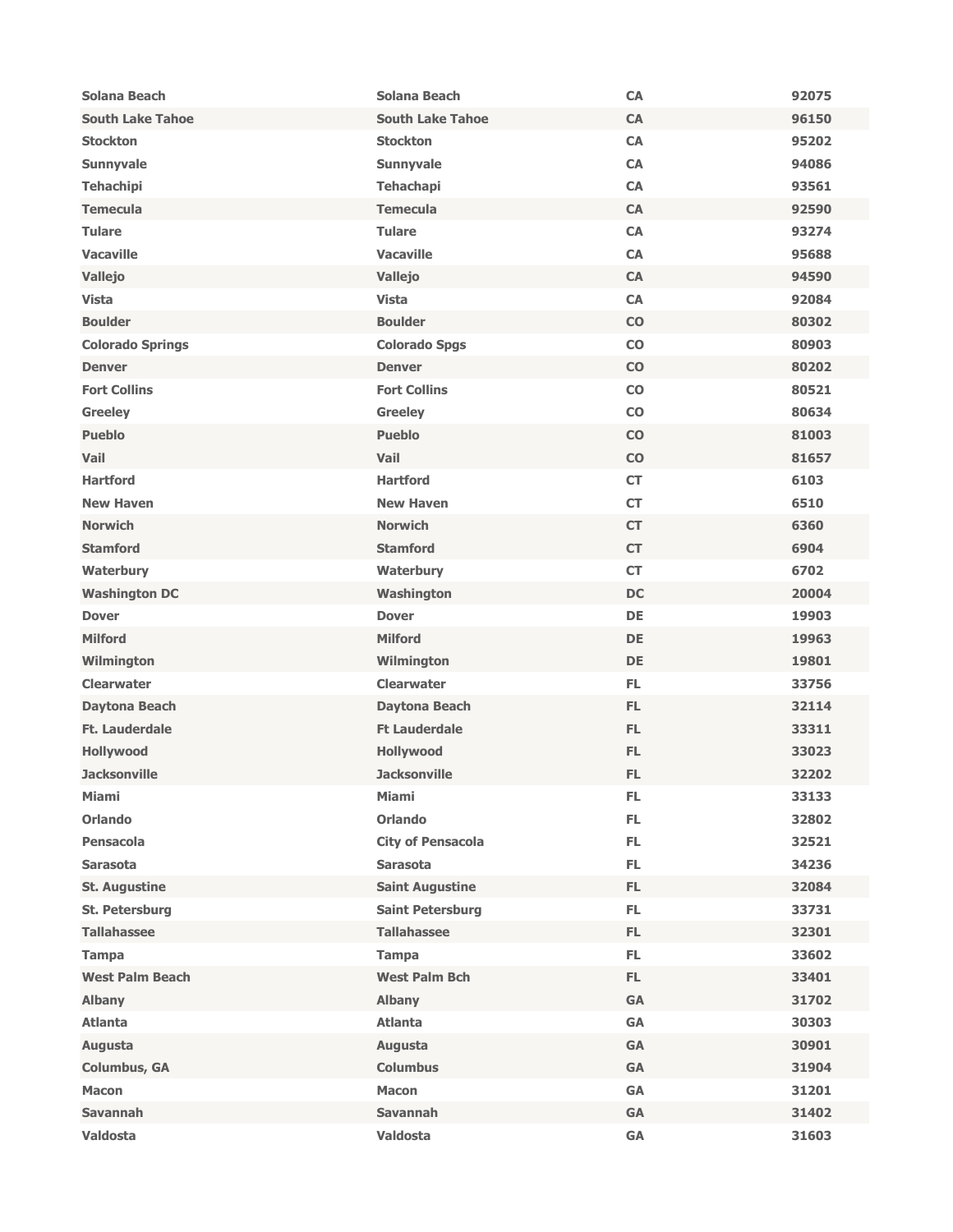| | | | |
|---|---|---|---|
| Solana Beach | Solana Beach | CA | 92075 |
| South Lake Tahoe | South Lake Tahoe | CA | 96150 |
| Stockton | Stockton | CA | 95202 |
| Sunnyvale | Sunnyvale | CA | 94086 |
| Tehachipi | Tehachapi | CA | 93561 |
| Temecula | Temecula | CA | 92590 |
| Tulare | Tulare | CA | 93274 |
| Vacaville | Vacaville | CA | 95688 |
| Vallejo | Vallejo | CA | 94590 |
| Vista | Vista | CA | 92084 |
| Boulder | Boulder | CO | 80302 |
| Colorado Springs | Colorado Spgs | CO | 80903 |
| Denver | Denver | CO | 80202 |
| Fort Collins | Fort Collins | CO | 80521 |
| Greeley | Greeley | CO | 80634 |
| Pueblo | Pueblo | CO | 81003 |
| Vail | Vail | CO | 81657 |
| Hartford | Hartford | CT | 6103 |
| New Haven | New Haven | CT | 6510 |
| Norwich | Norwich | CT | 6360 |
| Stamford | Stamford | CT | 6904 |
| Waterbury | Waterbury | CT | 6702 |
| Washington DC | Washington | DC | 20004 |
| Dover | Dover | DE | 19903 |
| Milford | Milford | DE | 19963 |
| Wilmington | Wilmington | DE | 19801 |
| Clearwater | Clearwater | FL | 33756 |
| Daytona Beach | Daytona Beach | FL | 32114 |
| Ft. Lauderdale | Ft Lauderdale | FL | 33311 |
| Hollywood | Hollywood | FL | 33023 |
| Jacksonville | Jacksonville | FL | 32202 |
| Miami | Miami | FL | 33133 |
| Orlando | Orlando | FL | 32802 |
| Pensacola | City of Pensacola | FL | 32521 |
| Sarasota | Sarasota | FL | 34236 |
| St. Augustine | Saint Augustine | FL | 32084 |
| St. Petersburg | Saint Petersburg | FL | 33731 |
| Tallahassee | Tallahassee | FL | 32301 |
| Tampa | Tampa | FL | 33602 |
| West Palm Beach | West Palm Bch | FL | 33401 |
| Albany | Albany | GA | 31702 |
| Atlanta | Atlanta | GA | 30303 |
| Augusta | Augusta | GA | 30901 |
| Columbus, GA | Columbus | GA | 31904 |
| Macon | Macon | GA | 31201 |
| Savannah | Savannah | GA | 31402 |
| Valdosta | Valdosta | GA | 31603 |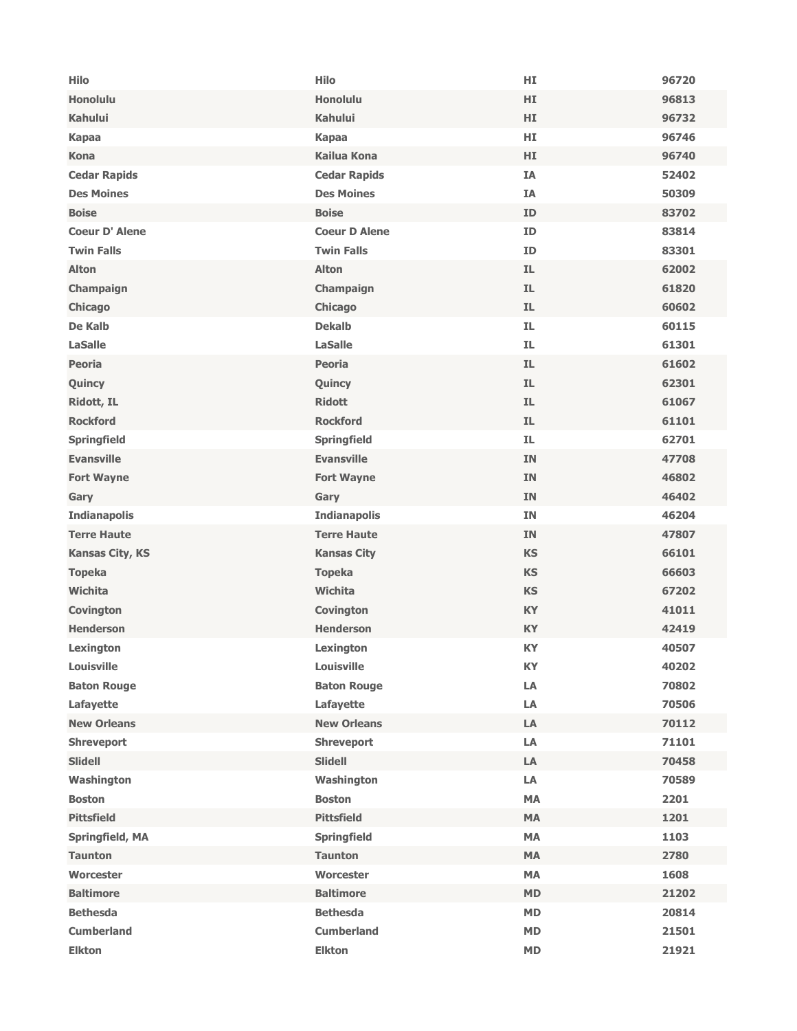| | | | |
|---|---|---|---|
| Hilo | Hilo | HI | 96720 |
| Honolulu | Honolulu | HI | 96813 |
| Kahului | Kahului | HI | 96732 |
| Kapaa | Kapaa | HI | 96746 |
| Kona | Kailua Kona | HI | 96740 |
| Cedar Rapids | Cedar Rapids | IA | 52402 |
| Des Moines | Des Moines | IA | 50309 |
| Boise | Boise | ID | 83702 |
| Coeur D' Alene | Coeur D Alene | ID | 83814 |
| Twin Falls | Twin Falls | ID | 83301 |
| Alton | Alton | IL | 62002 |
| Champaign | Champaign | IL | 61820 |
| Chicago | Chicago | IL | 60602 |
| De Kalb | Dekalb | IL | 60115 |
| LaSalle | LaSalle | IL | 61301 |
| Peoria | Peoria | IL | 61602 |
| Quincy | Quincy | IL | 62301 |
| Ridott, IL | Ridott | IL | 61067 |
| Rockford | Rockford | IL | 61101 |
| Springfield | Springfield | IL | 62701 |
| Evansville | Evansville | IN | 47708 |
| Fort Wayne | Fort Wayne | IN | 46802 |
| Gary | Gary | IN | 46402 |
| Indianapolis | Indianapolis | IN | 46204 |
| Terre Haute | Terre Haute | IN | 47807 |
| Kansas City, KS | Kansas City | KS | 66101 |
| Topeka | Topeka | KS | 66603 |
| Wichita | Wichita | KS | 67202 |
| Covington | Covington | KY | 41011 |
| Henderson | Henderson | KY | 42419 |
| Lexington | Lexington | KY | 40507 |
| Louisville | Louisville | KY | 40202 |
| Baton Rouge | Baton Rouge | LA | 70802 |
| Lafayette | Lafayette | LA | 70506 |
| New Orleans | New Orleans | LA | 70112 |
| Shreveport | Shreveport | LA | 71101 |
| Slidell | Slidell | LA | 70458 |
| Washington | Washington | LA | 70589 |
| Boston | Boston | MA | 2201 |
| Pittsfield | Pittsfield | MA | 1201 |
| Springfield, MA | Springfield | MA | 1103 |
| Taunton | Taunton | MA | 2780 |
| Worcester | Worcester | MA | 1608 |
| Baltimore | Baltimore | MD | 21202 |
| Bethesda | Bethesda | MD | 20814 |
| Cumberland | Cumberland | MD | 21501 |
| Elkton | Elkton | MD | 21921 |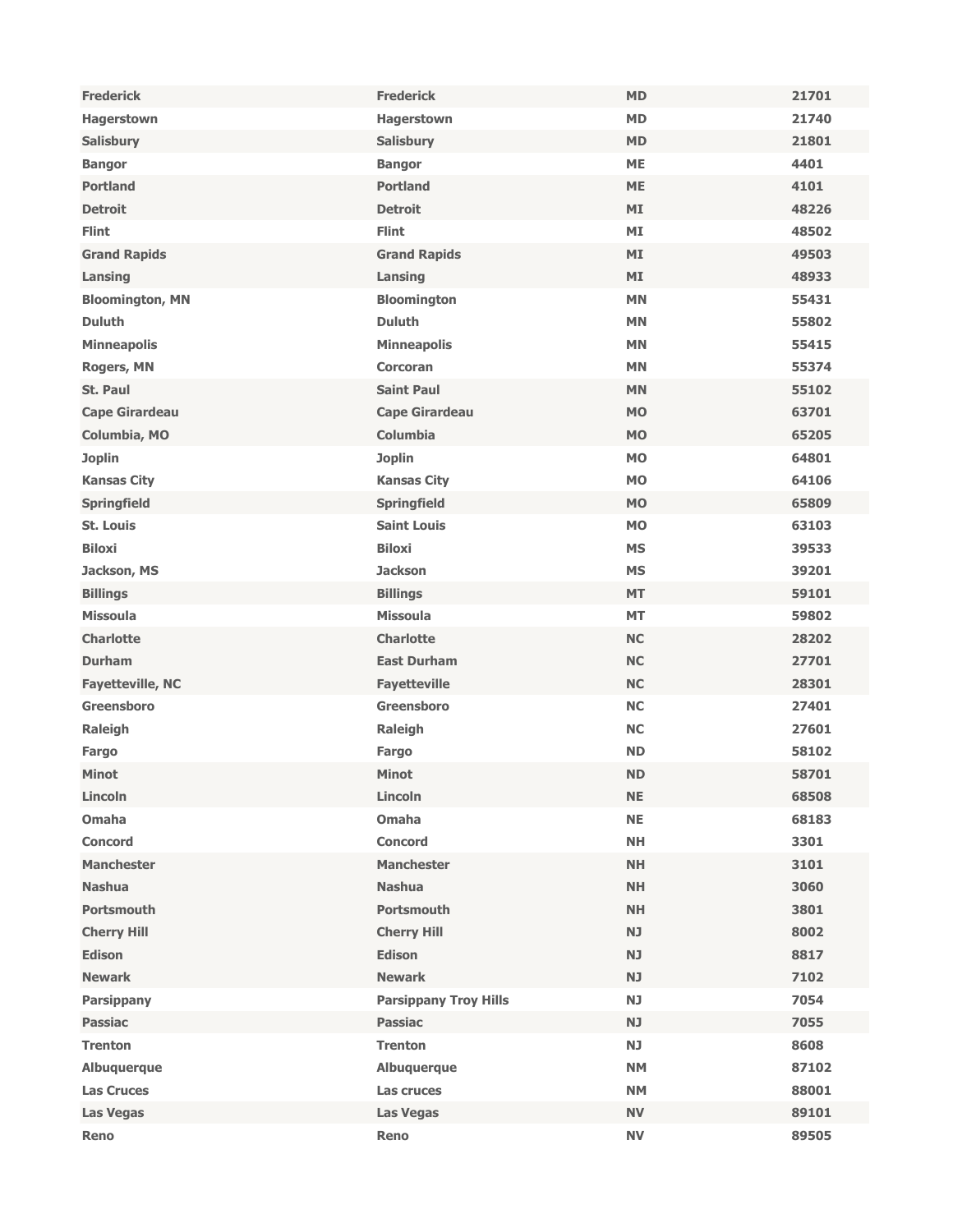| Frederick | Frederick | MD | 21701 |
|---|---|---|---|
| Hagerstown | Hagerstown | MD | 21740 |
| Salisbury | Salisbury | MD | 21801 |
| Bangor | Bangor | ME | 4401 |
| Portland | Portland | ME | 4101 |
| Detroit | Detroit | MI | 48226 |
| Flint | Flint | MI | 48502 |
| Grand Rapids | Grand Rapids | MI | 49503 |
| Lansing | Lansing | MI | 48933 |
| Bloomington, MN | Bloomington | MN | 55431 |
| Duluth | Duluth | MN | 55802 |
| Minneapolis | Minneapolis | MN | 55415 |
| Rogers, MN | Corcoran | MN | 55374 |
| St. Paul | Saint Paul | MN | 55102 |
| Cape Girardeau | Cape Girardeau | MO | 63701 |
| Columbia, MO | Columbia | MO | 65205 |
| Joplin | Joplin | MO | 64801 |
| Kansas City | Kansas City | MO | 64106 |
| Springfield | Springfield | MO | 65809 |
| St. Louis | Saint Louis | MO | 63103 |
| Biloxi | Biloxi | MS | 39533 |
| Jackson, MS | Jackson | MS | 39201 |
| Billings | Billings | MT | 59101 |
| Missoula | Missoula | MT | 59802 |
| Charlotte | Charlotte | NC | 28202 |
| Durham | East Durham | NC | 27701 |
| Fayetteville, NC | Fayetteville | NC | 28301 |
| Greensboro | Greensboro | NC | 27401 |
| Raleigh | Raleigh | NC | 27601 |
| Fargo | Fargo | ND | 58102 |
| Minot | Minot | ND | 58701 |
| Lincoln | Lincoln | NE | 68508 |
| Omaha | Omaha | NE | 68183 |
| Concord | Concord | NH | 3301 |
| Manchester | Manchester | NH | 3101 |
| Nashua | Nashua | NH | 3060 |
| Portsmouth | Portsmouth | NH | 3801 |
| Cherry Hill | Cherry Hill | NJ | 8002 |
| Edison | Edison | NJ | 8817 |
| Newark | Newark | NJ | 7102 |
| Parsippany | Parsippany Troy Hills | NJ | 7054 |
| Passiac | Passiac | NJ | 7055 |
| Trenton | Trenton | NJ | 8608 |
| Albuquerque | Albuquerque | NM | 87102 |
| Las Cruces | Las cruces | NM | 88001 |
| Las Vegas | Las Vegas | NV | 89101 |
| Reno | Reno | NV | 89505 |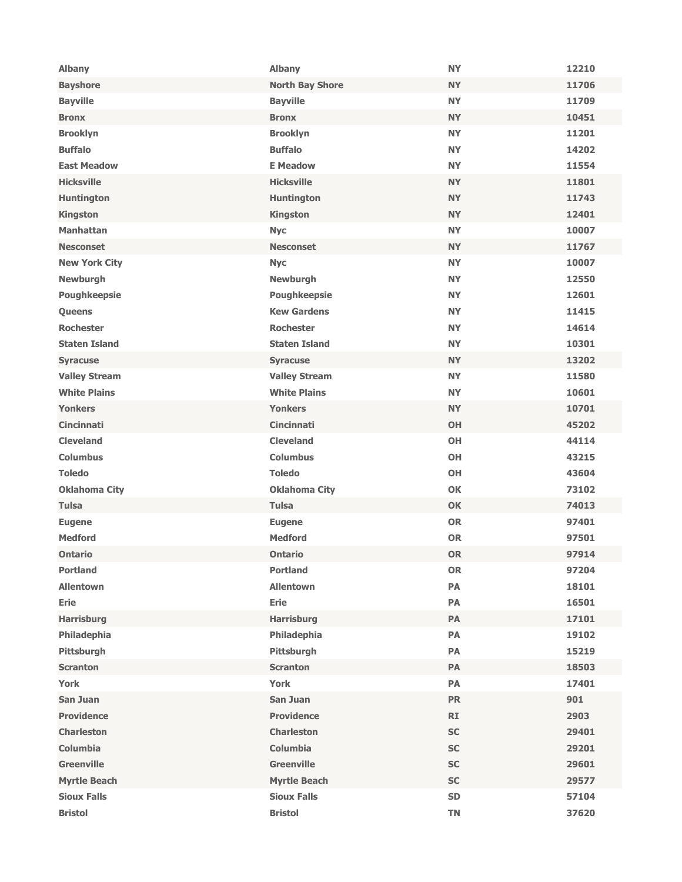| Albany | Albany | NY | 12210 |
|---|---|---|---|
| Bayshore | North Bay Shore | NY | 11706 |
| Bayville | Bayville | NY | 11709 |
| Bronx | Bronx | NY | 10451 |
| Brooklyn | Brooklyn | NY | 11201 |
| Buffalo | Buffalo | NY | 14202 |
| East Meadow | E Meadow | NY | 11554 |
| Hicksville | Hicksville | NY | 11801 |
| Huntington | Huntington | NY | 11743 |
| Kingston | Kingston | NY | 12401 |
| Manhattan | Nyc | NY | 10007 |
| Nesconset | Nesconset | NY | 11767 |
| New York City | Nyc | NY | 10007 |
| Newburgh | Newburgh | NY | 12550 |
| Poughkeepsie | Poughkeepsie | NY | 12601 |
| Queens | Kew Gardens | NY | 11415 |
| Rochester | Rochester | NY | 14614 |
| Staten Island | Staten Island | NY | 10301 |
| Syracuse | Syracuse | NY | 13202 |
| Valley Stream | Valley Stream | NY | 11580 |
| White Plains | White Plains | NY | 10601 |
| Yonkers | Yonkers | NY | 10701 |
| Cincinnati | Cincinnati | OH | 45202 |
| Cleveland | Cleveland | OH | 44114 |
| Columbus | Columbus | OH | 43215 |
| Toledo | Toledo | OH | 43604 |
| Oklahoma City | Oklahoma City | OK | 73102 |
| Tulsa | Tulsa | OK | 74013 |
| Eugene | Eugene | OR | 97401 |
| Medford | Medford | OR | 97501 |
| Ontario | Ontario | OR | 97914 |
| Portland | Portland | OR | 97204 |
| Allentown | Allentown | PA | 18101 |
| Erie | Erie | PA | 16501 |
| Harrisburg | Harrisburg | PA | 17101 |
| Philadephia | Philadephia | PA | 19102 |
| Pittsburgh | Pittsburgh | PA | 15219 |
| Scranton | Scranton | PA | 18503 |
| York | York | PA | 17401 |
| San Juan | San Juan | PR | 901 |
| Providence | Providence | RI | 2903 |
| Charleston | Charleston | SC | 29401 |
| Columbia | Columbia | SC | 29201 |
| Greenville | Greenville | SC | 29601 |
| Myrtle Beach | Myrtle Beach | SC | 29577 |
| Sioux Falls | Sioux Falls | SD | 57104 |
| Bristol | Bristol | TN | 37620 |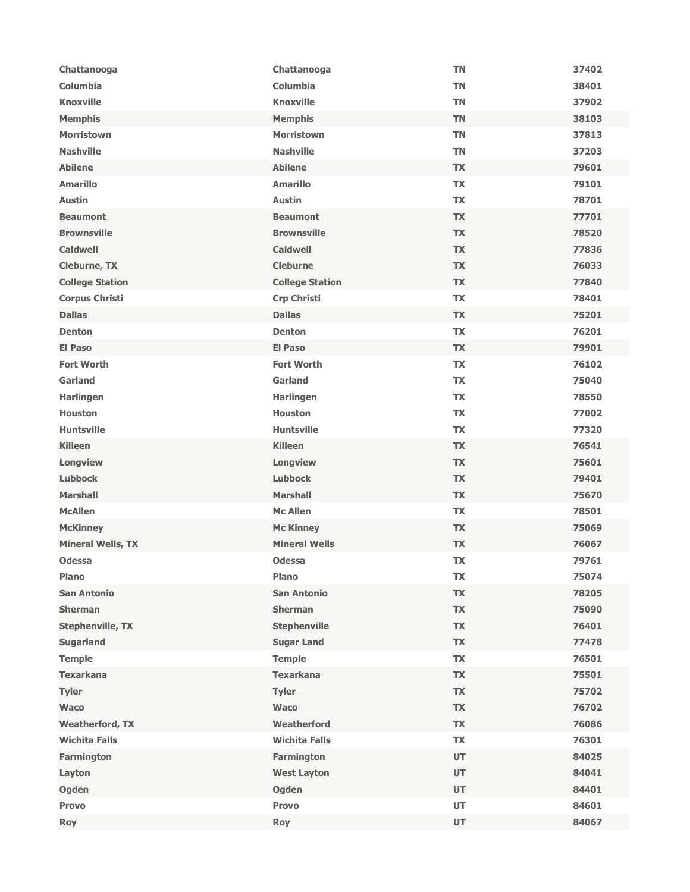| Chattanooga | Chattanooga | TN | 37402 |
|---|---|---|---|
| Columbia | Columbia | TN | 38401 |
| Knoxville | Knoxville | TN | 37902 |
| Memphis | Memphis | TN | 38103 |
| Morristown | Morristown | TN | 37813 |
| Nashville | Nashville | TN | 37203 |
| Abilene | Abilene | TX | 79601 |
| Amarillo | Amarillo | TX | 79101 |
| Austin | Austin | TX | 78701 |
| Beaumont | Beaumont | TX | 77701 |
| Brownsville | Brownsville | TX | 78520 |
| Caldwell | Caldwell | TX | 77836 |
| Cleburne, TX | Cleburne | TX | 76033 |
| College Station | College Station | TX | 77840 |
| Corpus Christi | Crp Christi | TX | 78401 |
| Dallas | Dallas | TX | 75201 |
| Denton | Denton | TX | 76201 |
| El Paso | El Paso | TX | 79901 |
| Fort Worth | Fort Worth | TX | 76102 |
| Garland | Garland | TX | 75040 |
| Harlingen | Harlingen | TX | 78550 |
| Houston | Houston | TX | 77002 |
| Huntsville | Huntsville | TX | 77320 |
| Killeen | Killeen | TX | 76541 |
| Longview | Longview | TX | 75601 |
| Lubbock | Lubbock | TX | 79401 |
| Marshall | Marshall | TX | 75670 |
| McAllen | Mc Allen | TX | 78501 |
| McKinney | Mc Kinney | TX | 75069 |
| Mineral Wells, TX | Mineral Wells | TX | 76067 |
| Odessa | Odessa | TX | 79761 |
| Plano | Plano | TX | 75074 |
| San Antonio | San Antonio | TX | 78205 |
| Sherman | Sherman | TX | 75090 |
| Stephenville, TX | Stephenville | TX | 76401 |
| Sugarland | Sugar Land | TX | 77478 |
| Temple | Temple | TX | 76501 |
| Texarkana | Texarkana | TX | 75501 |
| Tyler | Tyler | TX | 75702 |
| Waco | Waco | TX | 76702 |
| Weatherford, TX | Weatherford | TX | 76086 |
| Wichita Falls | Wichita Falls | TX | 76301 |
| Farmington | Farmington | UT | 84025 |
| Layton | West Layton | UT | 84041 |
| Ogden | Ogden | UT | 84401 |
| Provo | Provo | UT | 84601 |
| Roy | Roy | UT | 84067 |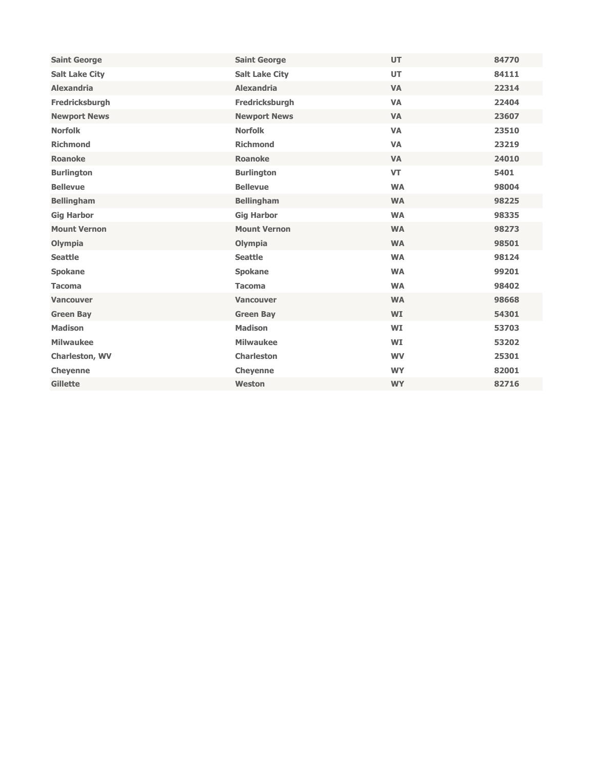| | | | |
|---|---|---|---|
| Saint George | Saint George | UT | 84770 |
| Salt Lake City | Salt Lake City | UT | 84111 |
| Alexandria | Alexandria | VA | 22314 |
| Fredricksburgh | Fredricksburgh | VA | 22404 |
| Newport News | Newport News | VA | 23607 |
| Norfolk | Norfolk | VA | 23510 |
| Richmond | Richmond | VA | 23219 |
| Roanoke | Roanoke | VA | 24010 |
| Burlington | Burlington | VT | 5401 |
| Bellevue | Bellevue | WA | 98004 |
| Bellingham | Bellingham | WA | 98225 |
| Gig Harbor | Gig Harbor | WA | 98335 |
| Mount Vernon | Mount Vernon | WA | 98273 |
| Olympia | Olympia | WA | 98501 |
| Seattle | Seattle | WA | 98124 |
| Spokane | Spokane | WA | 99201 |
| Tacoma | Tacoma | WA | 98402 |
| Vancouver | Vancouver | WA | 98668 |
| Green Bay | Green Bay | WI | 54301 |
| Madison | Madison | WI | 53703 |
| Milwaukee | Milwaukee | WI | 53202 |
| Charleston, WV | Charleston | WV | 25301 |
| Cheyenne | Cheyenne | WY | 82001 |
| Gillette | Weston | WY | 82716 |